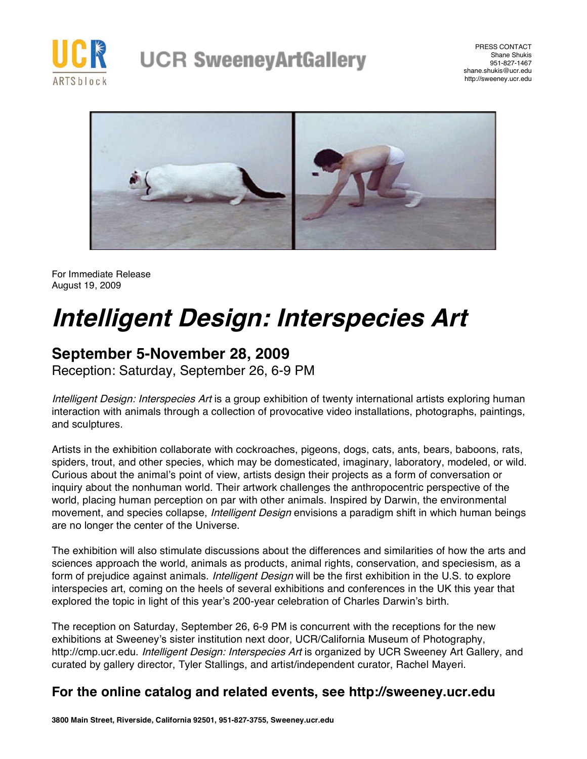UCR ARTSblock

UCR SweeneyArtGallery

PRESS CONTACT
Shane Shukis
951-827-1467
shane.shukis@ucr.edu
http://sweeney.ucr.edu

For Immediate Release
August 19, 2009

# *Intelligent Design: Interspecies Art*

## September 5-November 28, 2009

Reception: Saturday, September 26, 6-9 PM

*Intelligent Design: Interspecies Art* is a group exhibition of twenty international artists exploring human interaction with animals through a collection of provocative video installations, photographs, paintings, and sculptures.

Artists in the exhibition collaborate with cockroaches, pigeons, dogs, cats, ants, bears, baboons, rats, spiders, trout, and other species, which may be domesticated, imaginary, laboratory, modeled, or wild. Curious about the animal's point of view, artists design their projects as a form of conversation or inquiry about the nonhuman world. Their artwork challenges the anthropocentric perspective of the world, placing human perception on par with other animals. Inspired by Darwin, the environmental movement, and species collapse, *Intelligent Design* envisions a paradigm shift in which human beings are no longer the center of the Universe.

The exhibition will also stimulate discussions about the differences and similarities of how the arts and sciences approach the world, animals as products, animal rights, conservation, and speciesism, as a form of prejudice against animals. *Intelligent Design* will be the first exhibition in the U.S. to explore interspecies art, coming on the heels of several exhibitions and conferences in the UK this year that explored the topic in light of this year's 200-year celebration of Charles Darwin's birth.

The reception on Saturday, September 26, 6-9 PM is concurrent with the receptions for the new exhibitions at Sweeney's sister institution next door, UCR/California Museum of Photography, http://cmp.ucr.edu. *Intelligent Design: Interspecies Art* is organized by UCR Sweeney Art Gallery, and curated by gallery director, Tyler Stallings, and artist/independent curator, Rachel Mayeri.

## For the online catalog and related events, see http://sweeney.ucr.edu

**3800 Main Street, Riverside, California 92501, 951-827-3755, Sweeney.ucr.edu**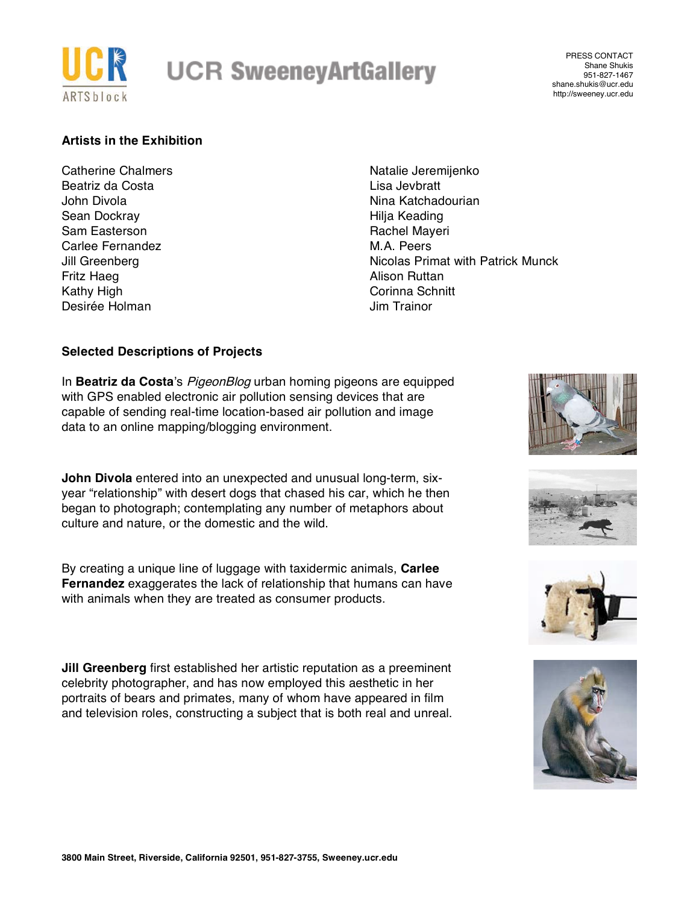## Artists in the Exhibition

Catherine Chalmers
Beatriz da Costa
John Divola
Sean Dockray
Sam Easterson
Carlee Fernandez
Jill Greenberg
Fritz Haeg
Kathy High
Desirée Holman
Natalie Jeremijenko
Lisa Jevbratt
Nina Katchadourian
Hilja Keading
Rachel Mayeri
M.A. Peers
Nicolas Primat with Patrick Munck
Alison Ruttan
Corinna Schnitt
Jim Trainor

## Selected Descriptions of Projects

In **Beatriz da Costa**'s *PigeonBlog* urban homing pigeons are equipped with GPS enabled electronic air pollution sensing devices that are capable of sending real-time location-based air pollution and image data to an online mapping/blogging environment.

**John Divola** entered into an unexpected and unusual long-term, six-year "relationship" with desert dogs that chased his car, which he then began to photograph; contemplating any number of metaphors about culture and nature, or the domestic and the wild.

By creating a unique line of luggage with taxidermic animals, **Carlee Fernandez** exaggerates the lack of relationship that humans can have with animals when they are treated as consumer products.

**Jill Greenberg** first established her artistic reputation as a preeminent celebrity photographer, and has now employed this aesthetic in her portraits of bears and primates, many of whom have appeared in film and television roles, constructing a subject that is both real and unreal.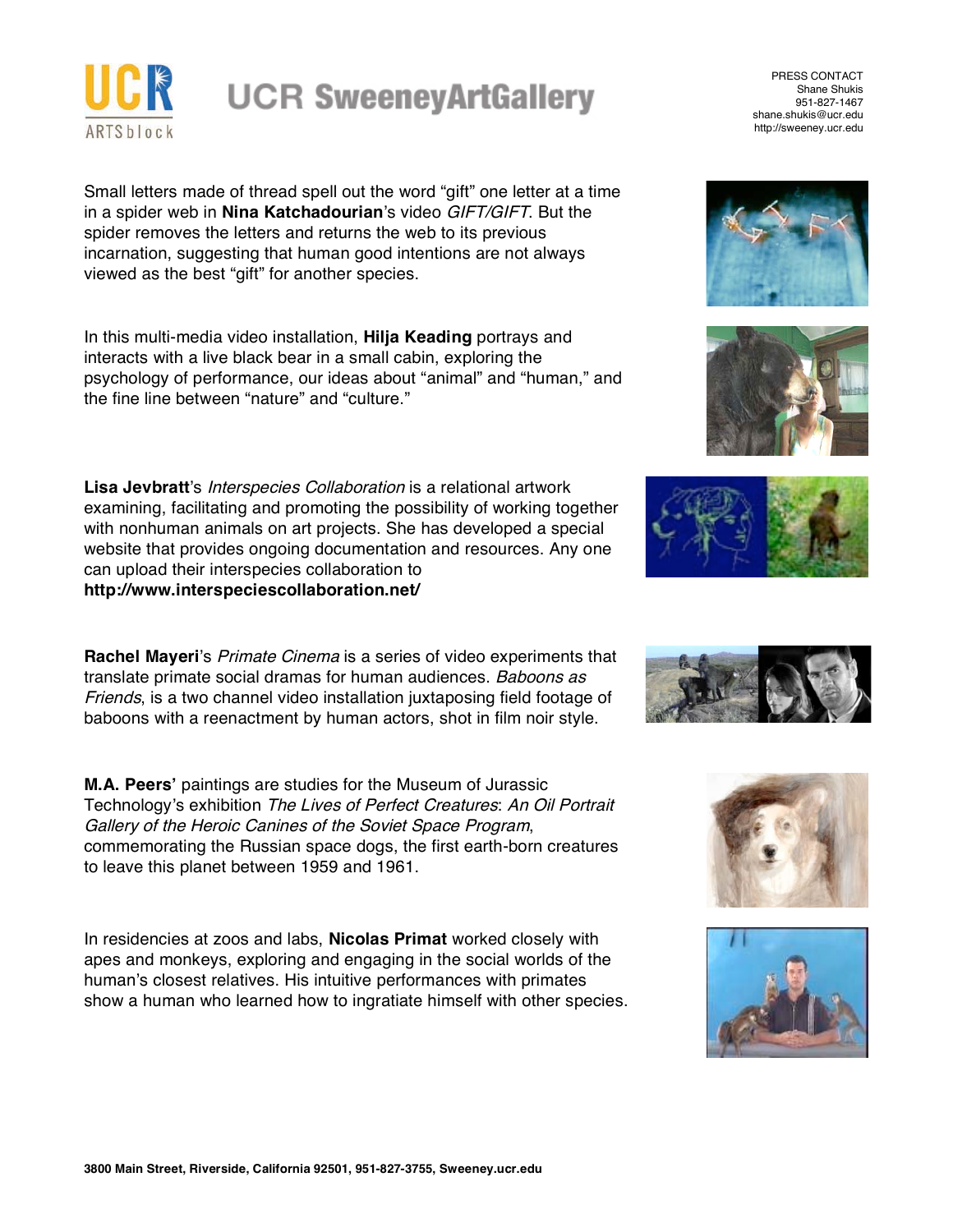Small letters made of thread spell out the word "gift" one letter at a time in a spider web in **Nina Katchadourian**'s video *GIFT/GIFT*. But the spider removes the letters and returns the web to its previous incarnation, suggesting that human good intentions are not always viewed as the best "gift" for another species.

In this multi-media video installation, **Hilja Keading** portrays and interacts with a live black bear in a small cabin, exploring the psychology of performance, our ideas about "animal" and "human," and the fine line between "nature" and "culture."

**Lisa Jevbratt**'s *Interspecies Collaboration* is a relational artwork examining, facilitating and promoting the possibility of working together with nonhuman animals on art projects. She has developed a special website that provides ongoing documentation and resources. Any one can upload their interspecies collaboration to **http://www.interspeciescollaboration.net/**

**Rachel Mayeri**'s *Primate Cinema* is a series of video experiments that translate primate social dramas for human audiences. *Baboons as Friends*, is a two channel video installation juxtaposing field footage of baboons with a reenactment by human actors, shot in film noir style.

**M.A. Peers'** paintings are studies for the Museum of Jurassic Technology's exhibition *The Lives of Perfect Creatures*: *An Oil Portrait Gallery of the Heroic Canines of the Soviet Space Program*, commemorating the Russian space dogs, the first earth-born creatures to leave this planet between 1959 and 1961.

In residencies at zoos and labs, **Nicolas Primat** worked closely with apes and monkeys, exploring and engaging in the social worlds of the human's closest relatives. His intuitive performances with primates show a human who learned how to ingratiate himself with other species.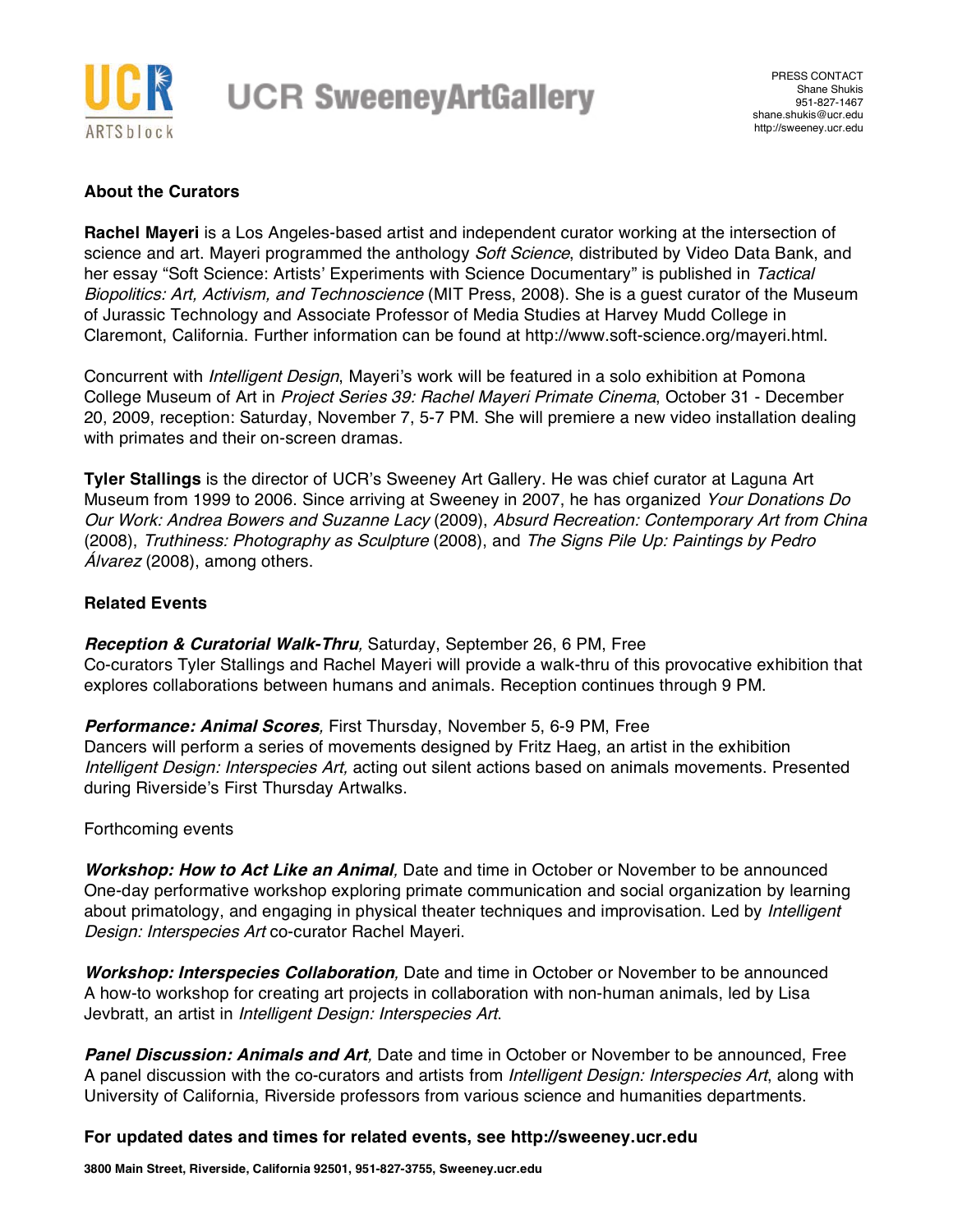UCR ARTSblock

UCR SweeneyArtGallery

PRESS CONTACT
Shane Shukis
951-827-1467
shane.shukis@ucr.edu
http://sweeney.ucr.edu

## About the Curators

**Rachel Mayeri** is a Los Angeles-based artist and independent curator working at the intersection of science and art. Mayeri programmed the anthology *Soft Science*, distributed by Video Data Bank, and her essay “Soft Science: Artists’ Experiments with Science Documentary” is published in *Tactical Biopolitics: Art, Activism, and Technoscience* (MIT Press, 2008). She is a guest curator of the Museum of Jurassic Technology and Associate Professor of Media Studies at Harvey Mudd College in Claremont, California. Further information can be found at http://www.soft-science.org/mayeri.html.

Concurrent with *Intelligent Design*, Mayeri’s work will be featured in a solo exhibition at Pomona College Museum of Art in *Project Series 39: Rachel Mayeri Primate Cinema*, October 31 - December 20, 2009, reception: Saturday, November 7, 5-7 PM. She will premiere a new video installation dealing with primates and their on-screen dramas.

**Tyler Stallings** is the director of UCR’s Sweeney Art Gallery. He was chief curator at Laguna Art Museum from 1999 to 2006. Since arriving at Sweeney in 2007, he has organized *Your Donations Do Our Work: Andrea Bowers and Suzanne Lacy* (2009), *Absurd Recreation: Contemporary Art from China* (2008), *Truthiness: Photography as Sculpture* (2008), and *The Signs Pile Up: Paintings by Pedro Álvarez* (2008), among others.

## Related Events

***Reception & Curatorial Walk-Thru***, Saturday, September 26, 6 PM, Free
Co-curators Tyler Stallings and Rachel Mayeri will provide a walk-thru of this provocative exhibition that explores collaborations between humans and animals. Reception continues through 9 PM.

***Performance: Animal Scores***, First Thursday, November 5, 6-9 PM, Free
Dancers will perform a series of movements designed by Fritz Haeg, an artist in the exhibition *Intelligent Design: Interspecies Art,* acting out silent actions based on animals movements. Presented during Riverside’s First Thursday Artwalks.

Forthcoming events

***Workshop: How to Act Like an Animal***, Date and time in October or November to be announced
One-day performative workshop exploring primate communication and social organization by learning about primatology, and engaging in physical theater techniques and improvisation. Led by *Intelligent Design: Interspecies Art* co-curator Rachel Mayeri.

***Workshop: Interspecies Collaboration***, Date and time in October or November to be announced
A how-to workshop for creating art projects in collaboration with non-human animals, led by Lisa Jevbratt, an artist in *Intelligent Design: Interspecies Art*.

***Panel Discussion: Animals and Art***, Date and time in October or November to be announced, Free
A panel discussion with the co-curators and artists from *Intelligent Design: Interspecies Art*, along with University of California, Riverside professors from various science and humanities departments.

**For updated dates and times for related events, see http://sweeney.ucr.edu**

**3800 Main Street, Riverside, California 92501, 951-827-3755, Sweeney.ucr.edu**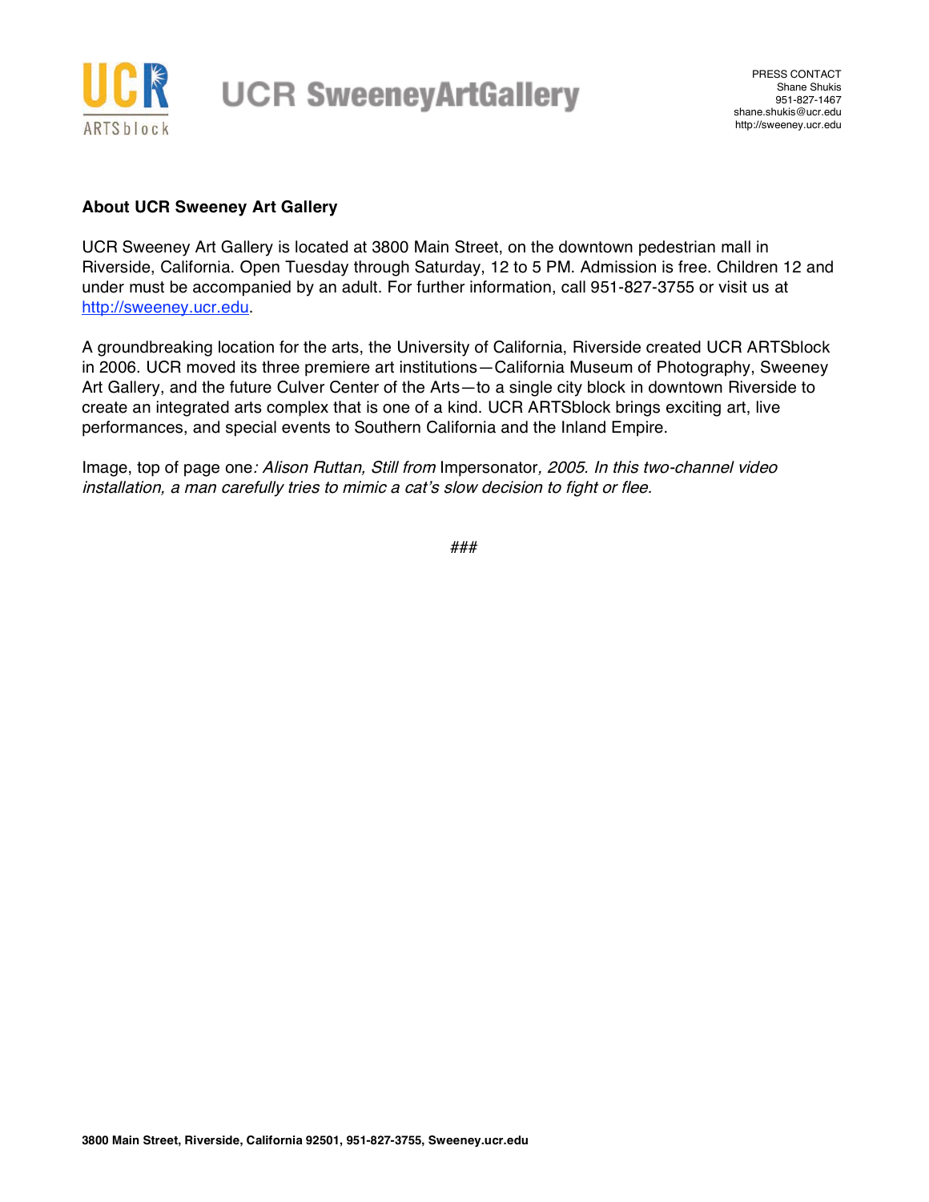PRESS CONTACT
Shane Shukis
951-827-1467
shane.shukis@ucr.edu
http://sweeney.ucr.edu

**About UCR Sweeney Art Gallery**

UCR Sweeney Art Gallery is located at 3800 Main Street, on the downtown pedestrian mall in Riverside, California. Open Tuesday through Saturday, 12 to 5 PM. Admission is free. Children 12 and under must be accompanied by an adult. For further information, call 951-827-3755 or visit us at http://sweeney.ucr.edu.

A groundbreaking location for the arts, the University of California, Riverside created UCR ARTSblock in 2006. UCR moved its three premiere art institutions—California Museum of Photography, Sweeney Art Gallery, and the future Culver Center of the Arts—to a single city block in downtown Riverside to create an integrated arts complex that is one of a kind. UCR ARTSblock brings exciting art, live performances, and special events to Southern California and the Inland Empire.

Image, top of page one*: Alison Ruttan, Still from* Impersonator*, 2005. In this two-channel video installation, a man carefully tries to mimic a cat's slow decision to fight or flee.*

###

**3800 Main Street, Riverside, California 92501, 951-827-3755, Sweeney.ucr.edu**